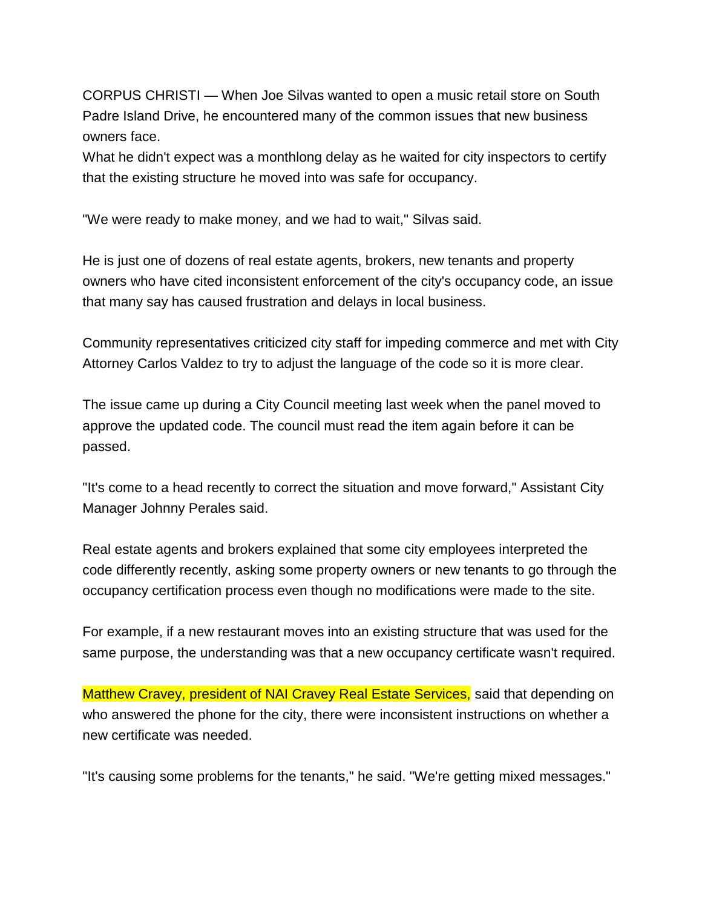CORPUS CHRISTI — When Joe Silvas wanted to open a music retail store on South Padre Island Drive, he encountered many of the common issues that new business owners face.
What he didn't expect was a monthlong delay as he waited for city inspectors to certify that the existing structure he moved into was safe for occupancy.

"We were ready to make money, and we had to wait," Silvas said.

He is just one of dozens of real estate agents, brokers, new tenants and property owners who have cited inconsistent enforcement of the city's occupancy code, an issue that many say has caused frustration and delays in local business.

Community representatives criticized city staff for impeding commerce and met with City Attorney Carlos Valdez to try to adjust the language of the code so it is more clear.

The issue came up during a City Council meeting last week when the panel moved to approve the updated code. The council must read the item again before it can be passed.

"It's come to a head recently to correct the situation and move forward," Assistant City Manager Johnny Perales said.

Real estate agents and brokers explained that some city employees interpreted the code differently recently, asking some property owners or new tenants to go through the occupancy certification process even though no modifications were made to the site.

For example, if a new restaurant moves into an existing structure that was used for the same purpose, the understanding was that a new occupancy certificate wasn't required.

Matthew Cravey, president of NAI Cravey Real Estate Services, said that depending on who answered the phone for the city, there were inconsistent instructions on whether a new certificate was needed.

"It's causing some problems for the tenants," he said. "We're getting mixed messages."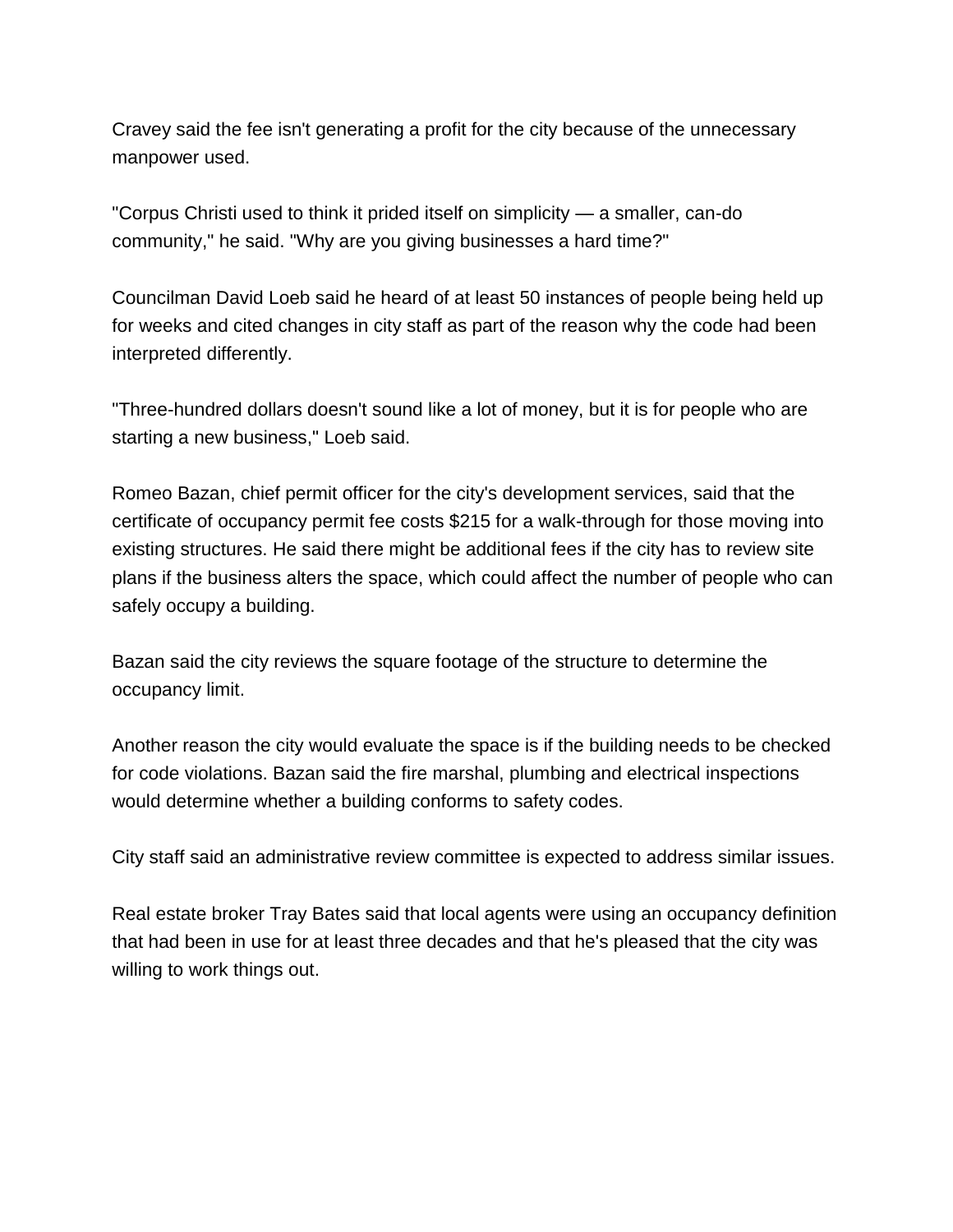Cravey said the fee isn't generating a profit for the city because of the unnecessary manpower used.

"Corpus Christi used to think it prided itself on simplicity — a smaller, can-do community," he said. "Why are you giving businesses a hard time?"

Councilman David Loeb said he heard of at least 50 instances of people being held up for weeks and cited changes in city staff as part of the reason why the code had been interpreted differently.

"Three-hundred dollars doesn't sound like a lot of money, but it is for people who are starting a new business," Loeb said.

Romeo Bazan, chief permit officer for the city's development services, said that the certificate of occupancy permit fee costs $215 for a walk-through for those moving into existing structures. He said there might be additional fees if the city has to review site plans if the business alters the space, which could affect the number of people who can safely occupy a building.

Bazan said the city reviews the square footage of the structure to determine the occupancy limit.

Another reason the city would evaluate the space is if the building needs to be checked for code violations. Bazan said the fire marshal, plumbing and electrical inspections would determine whether a building conforms to safety codes.

City staff said an administrative review committee is expected to address similar issues.

Real estate broker Tray Bates said that local agents were using an occupancy definition that had been in use for at least three decades and that he's pleased that the city was willing to work things out.